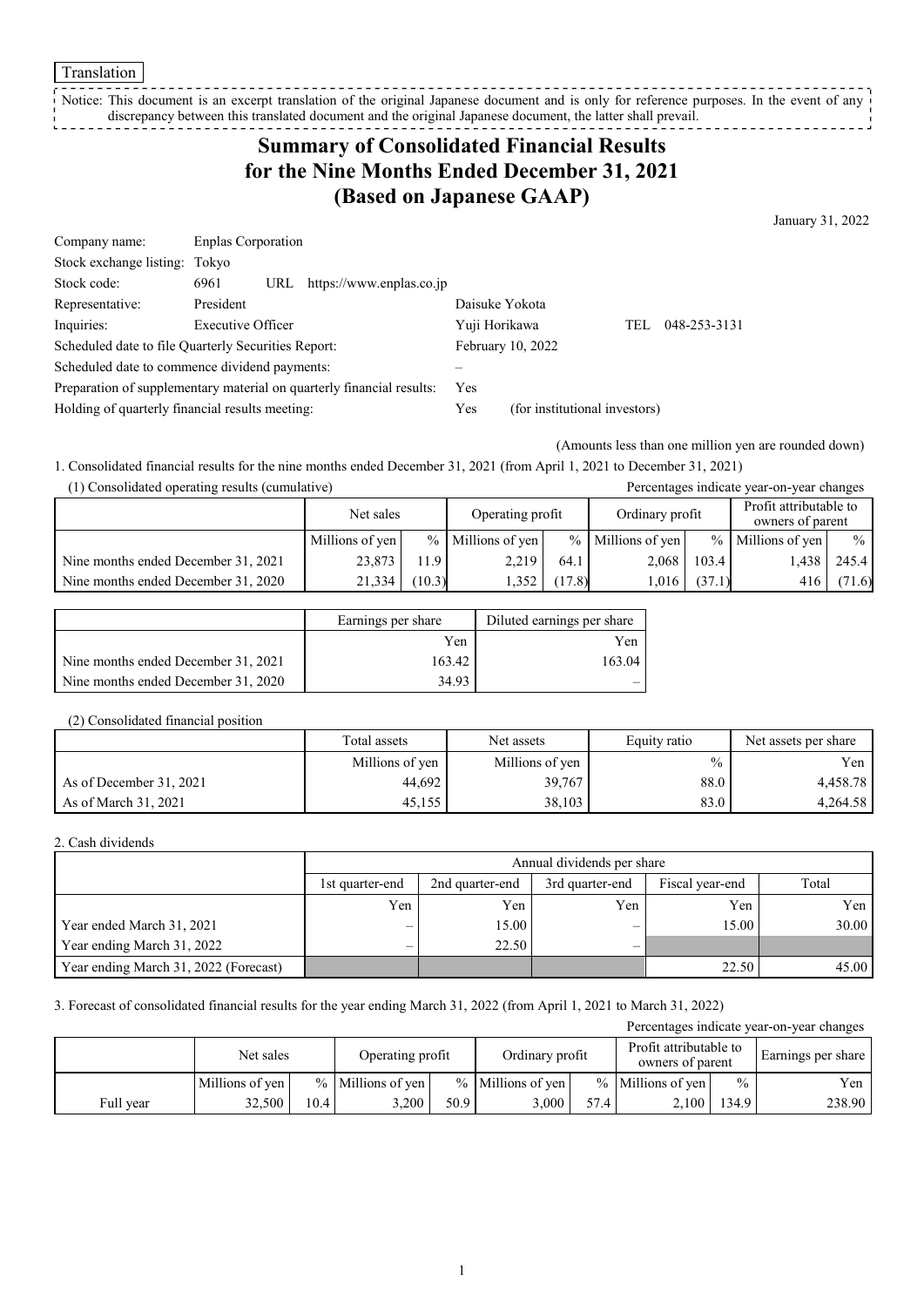Translation

Notice: This document is an excerpt translation of the original Japanese document and is only for reference purposes. In the event of any discrepancy between this translated document and the original Japanese document, the latter shall prevail.

# Summary of Consolidated Financial Results for the Nine Months Ended December 31, 2021 (Based on Japanese GAAP)

January 31, 2022

| | | | |
|---|---|---|---|
| Company name: | Enplas Corporation | | |
| Stock exchange listing: | Tokyo | | |
| Stock code: | 6961 URL https://www.enplas.co.jp | | |
| Representative: | President | Daisuke Yokota | |
| Inquiries: | Executive Officer | Yuji Horikawa | TEL 048-253-3131 |
| Scheduled date to file Quarterly Securities Report: | | February 10, 2022 | |
| Scheduled date to commence dividend payments: | | – | |
| Preparation of supplementary material on quarterly financial results: | | Yes | |
| Holding of quarterly financial results meeting: | | Yes | (for institutional investors) |

(Amounts less than one million yen are rounded down)

1. Consolidated financial results for the nine months ended December 31, 2021 (from April 1, 2021 to December 31, 2021)

(1) Consolidated operating results (cumulative)

Percentages indicate year-on-year changes

| | Net sales | | Operating profit | | Ordinary profit | | Profit attributable to owners of parent | |
|---|---|---|---|---|---|---|---|---|
| | Millions of yen | % | Millions of yen | % | Millions of yen | % | Millions of yen | % |
| Nine months ended December 31, 2021 | 23,873 | 11.9 | 2,219 | 64.1 | 2,068 | 103.4 | 1,438 | 245.4 |
| Nine months ended December 31, 2020 | 21,334 | (10.3) | 1,352 | (17.8) | 1,016 | (37.1) | 416 | (71.6) |

| | Earnings per share | Diluted earnings per share |
|---|---|---|
| | Yen | Yen |
| Nine months ended December 31, 2021 | 163.42 | 163.04 |
| Nine months ended December 31, 2020 | 34.93 | – |

(2) Consolidated financial position

| | Total assets | Net assets | Equity ratio | Net assets per share |
|---|---|---|---|---|
| | Millions of yen | Millions of yen | % | Yen |
| As of December 31, 2021 | 44,692 | 39,767 | 88.0 | 4,458.78 |
| As of March 31, 2021 | 45,155 | 38,103 | 83.0 | 4,264.58 |

2. Cash dividends

| | Annual dividends per share | | | | |
|---|---|---|---|---|---|
| | 1st quarter-end | 2nd quarter-end | 3rd quarter-end | Fiscal year-end | Total |
| | Yen | Yen | Yen | Yen | Yen |
| Year ended March 31, 2021 | – | 15.00 | – | 15.00 | 30.00 |
| Year ending March 31, 2022 | – | 22.50 | – | | |
| Year ending March 31, 2022 (Forecast) | | | | 22.50 | 45.00 |

3. Forecast of consolidated financial results for the year ending March 31, 2022 (from April 1, 2021 to March 31, 2022)

Percentages indicate year-on-year changes

| | Net sales | | Operating profit | | Ordinary profit | | Profit attributable to owners of parent | | Earnings per share |
|---|---|---|---|---|---|---|---|---|---|
| | Millions of yen | % | Millions of yen | % | Millions of yen | % | Millions of yen | % | Yen |
| Full year | 32,500 | 10.4 | 3,200 | 50.9 | 3,000 | 57.4 | 2,100 | 134.9 | 238.90 |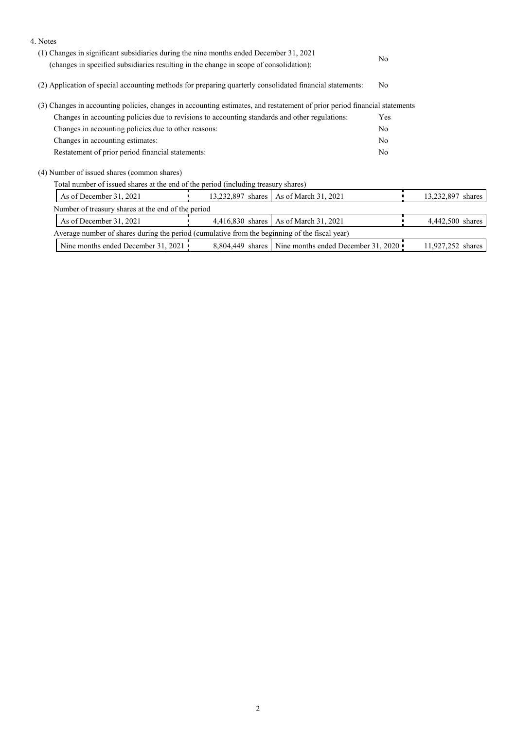4. Notes

(1) Changes in significant subsidiaries during the nine months ended December 31, 2021 (changes in specified subsidiaries resulting in the change in scope of consolidation): No

(2) Application of special accounting methods for preparing quarterly consolidated financial statements: No

(3) Changes in accounting policies, changes in accounting estimates, and restatement of prior period financial statements

| | |
|---|---|
| Changes in accounting policies due to revisions to accounting standards and other regulations: | Yes |
| Changes in accounting policies due to other reasons: | No |
| Changes in accounting estimates: | No |
| Restatement of prior period financial statements: | No |

(4) Number of issued shares (common shares)

Total number of issued shares at the end of the period (including treasury shares)

| | | | |
|---|---|---|---|
| As of December 31, 2021 | 13,232,897 shares | As of March 31, 2021 | 13,232,897 shares |

Number of treasury shares at the end of the period

| | | | |
|---|---|---|---|
| As of December 31, 2021 | 4,416,830 shares | As of March 31, 2021 | 4,442,500 shares |

Average number of shares during the period (cumulative from the beginning of the fiscal year)

| | | | |
|---|---|---|---|
| Nine months ended December 31, 2021 | 8,804,449 shares | Nine months ended December 31, 2020 | 11,927,252 shares |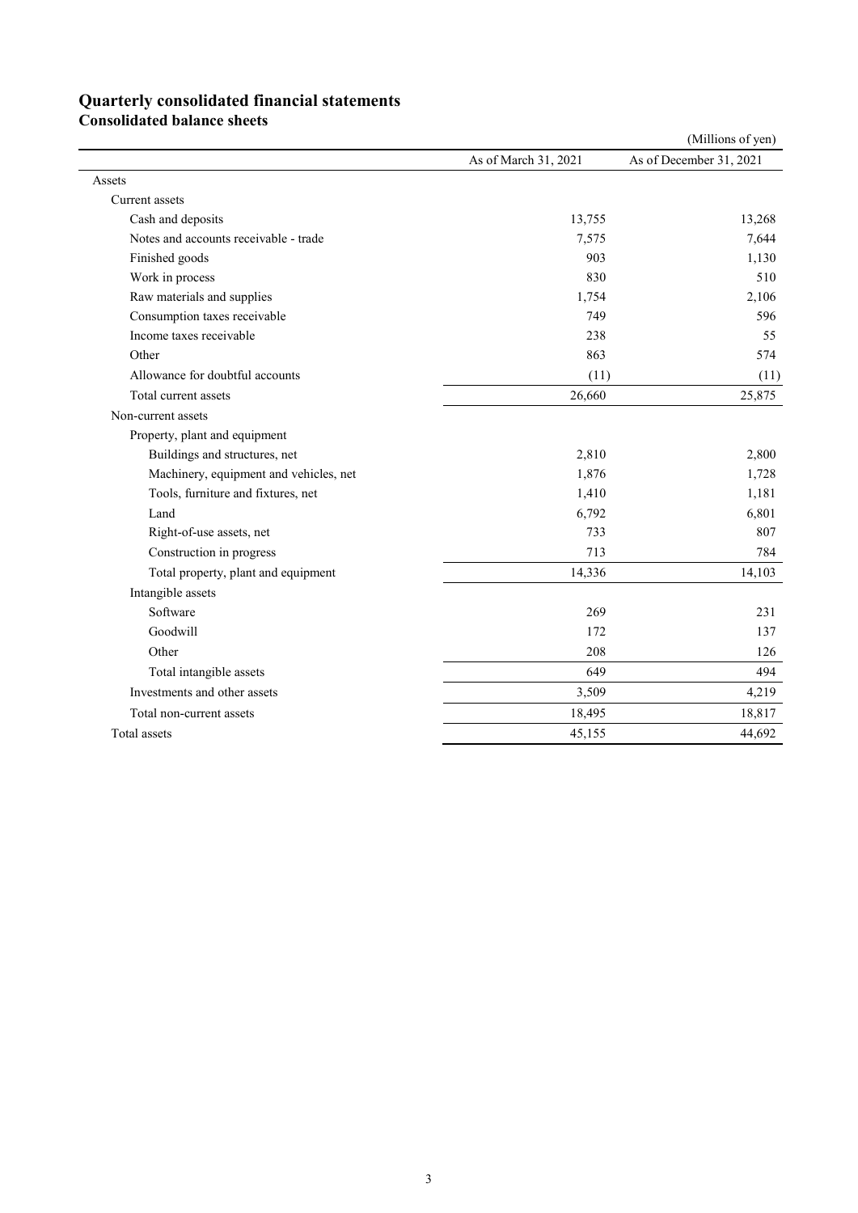# Quarterly consolidated financial statements

## Consolidated balance sheets

(Millions of yen)

| | As of March 31, 2021 | As of December 31, 2021 |
|---|---|---|
| Assets | | |
| Current assets | | |
| Cash and deposits | 13,755 | 13,268 |
| Notes and accounts receivable - trade | 7,575 | 7,644 |
| Finished goods | 903 | 1,130 |
| Work in process | 830 | 510 |
| Raw materials and supplies | 1,754 | 2,106 |
| Consumption taxes receivable | 749 | 596 |
| Income taxes receivable | 238 | 55 |
| Other | 863 | 574 |
| Allowance for doubtful accounts | (11) | (11) |
| Total current assets | 26,660 | 25,875 |
| Non-current assets | | |
| Property, plant and equipment | | |
| Buildings and structures, net | 2,810 | 2,800 |
| Machinery, equipment and vehicles, net | 1,876 | 1,728 |
| Tools, furniture and fixtures, net | 1,410 | 1,181 |
| Land | 6,792 | 6,801 |
| Right-of-use assets, net | 733 | 807 |
| Construction in progress | 713 | 784 |
| Total property, plant and equipment | 14,336 | 14,103 |
| Intangible assets | | |
| Software | 269 | 231 |
| Goodwill | 172 | 137 |
| Other | 208 | 126 |
| Total intangible assets | 649 | 494 |
| Investments and other assets | 3,509 | 4,219 |
| Total non-current assets | 18,495 | 18,817 |
| Total assets | 45,155 | 44,692 |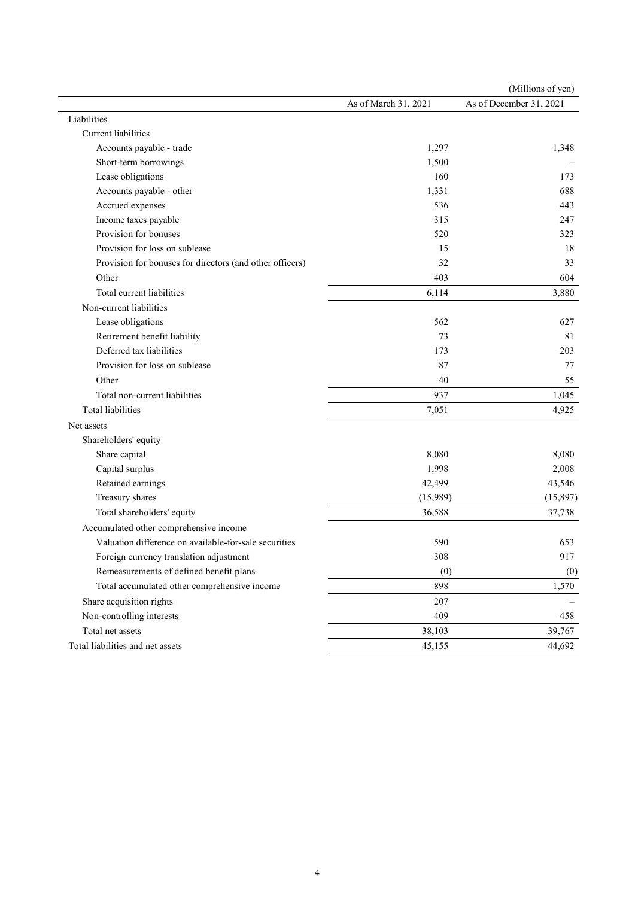(Millions of yen)

| | As of March 31, 2021 | As of December 31, 2021 |
|---|---|---|
| Liabilities | | |
| Current liabilities | | |
| Accounts payable - trade | 1,297 | 1,348 |
| Short-term borrowings | 1,500 | – |
| Lease obligations | 160 | 173 |
| Accounts payable - other | 1,331 | 688 |
| Accrued expenses | 536 | 443 |
| Income taxes payable | 315 | 247 |
| Provision for bonuses | 520 | 323 |
| Provision for loss on sublease | 15 | 18 |
| Provision for bonuses for directors (and other officers) | 32 | 33 |
| Other | 403 | 604 |
| Total current liabilities | 6,114 | 3,880 |
| Non-current liabilities | | |
| Lease obligations | 562 | 627 |
| Retirement benefit liability | 73 | 81 |
| Deferred tax liabilities | 173 | 203 |
| Provision for loss on sublease | 87 | 77 |
| Other | 40 | 55 |
| Total non-current liabilities | 937 | 1,045 |
| Total liabilities | 7,051 | 4,925 |
| Net assets | | |
| Shareholders' equity | | |
| Share capital | 8,080 | 8,080 |
| Capital surplus | 1,998 | 2,008 |
| Retained earnings | 42,499 | 43,546 |
| Treasury shares | (15,989) | (15,897) |
| Total shareholders' equity | 36,588 | 37,738 |
| Accumulated other comprehensive income | | |
| Valuation difference on available-for-sale securities | 590 | 653 |
| Foreign currency translation adjustment | 308 | 917 |
| Remeasurements of defined benefit plans | (0) | (0) |
| Total accumulated other comprehensive income | 898 | 1,570 |
| Share acquisition rights | 207 | – |
| Non-controlling interests | 409 | 458 |
| Total net assets | 38,103 | 39,767 |
| Total liabilities and net assets | 45,155 | 44,692 |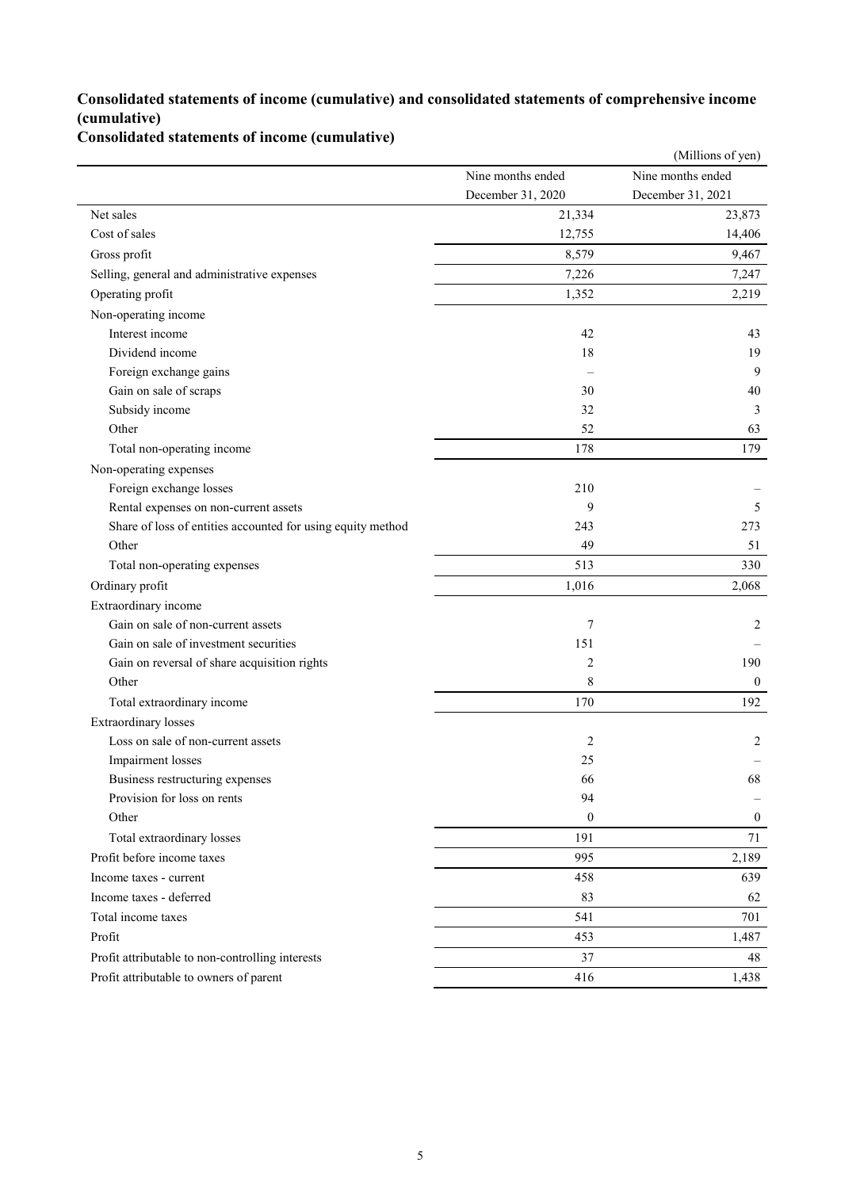## Consolidated statements of income (cumulative) and consolidated statements of comprehensive income (cumulative)

### Consolidated statements of income (cumulative)

(Millions of yen)

| | Nine months ended December 31, 2020 | Nine months ended December 31, 2021 |
|---|---|---|
| Net sales | 21,334 | 23,873 |
| Cost of sales | 12,755 | 14,406 |
| Gross profit | 8,579 | 9,467 |
| Selling, general and administrative expenses | 7,226 | 7,247 |
| Operating profit | 1,352 | 2,219 |
| Non-operating income | | |
| Interest income | 42 | 43 |
| Dividend income | 18 | 19 |
| Foreign exchange gains | – | 9 |
| Gain on sale of scraps | 30 | 40 |
| Subsidy income | 32 | 3 |
| Other | 52 | 63 |
| Total non-operating income | 178 | 179 |
| Non-operating expenses | | |
| Foreign exchange losses | 210 | – |
| Rental expenses on non-current assets | 9 | 5 |
| Share of loss of entities accounted for using equity method | 243 | 273 |
| Other | 49 | 51 |
| Total non-operating expenses | 513 | 330 |
| Ordinary profit | 1,016 | 2,068 |
| Extraordinary income | | |
| Gain on sale of non-current assets | 7 | 2 |
| Gain on sale of investment securities | 151 | – |
| Gain on reversal of share acquisition rights | 2 | 190 |
| Other | 8 | 0 |
| Total extraordinary income | 170 | 192 |
| Extraordinary losses | | |
| Loss on sale of non-current assets | 2 | 2 |
| Impairment losses | 25 | – |
| Business restructuring expenses | 66 | 68 |
| Provision for loss on rents | 94 | – |
| Other | 0 | 0 |
| Total extraordinary losses | 191 | 71 |
| Profit before income taxes | 995 | 2,189 |
| Income taxes - current | 458 | 639 |
| Income taxes - deferred | 83 | 62 |
| Total income taxes | 541 | 701 |
| Profit | 453 | 1,487 |
| Profit attributable to non-controlling interests | 37 | 48 |
| Profit attributable to owners of parent | 416 | 1,438 |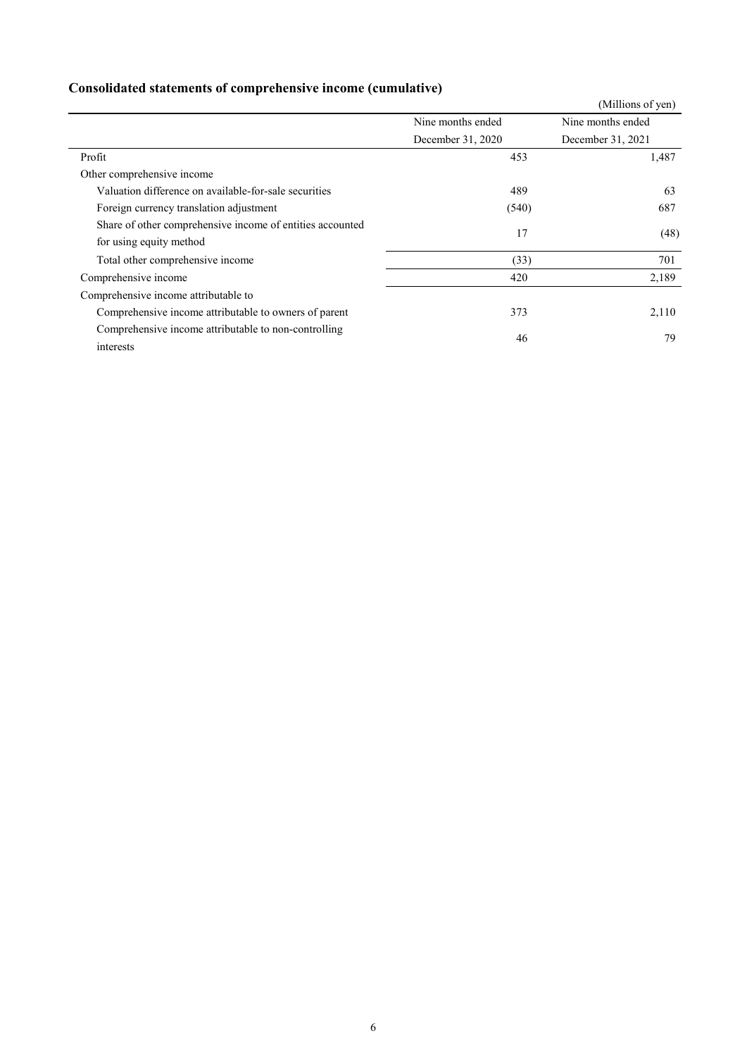## Consolidated statements of comprehensive income (cumulative)

(Millions of yen)

| | Nine months ended December 31, 2020 | Nine months ended December 31, 2021 |
|---|---|---|
| Profit | 453 | 1,487 |
| Other comprehensive income | | |
| Valuation difference on available-for-sale securities | 489 | 63 |
| Foreign currency translation adjustment | (540) | 687 |
| Share of other comprehensive income of entities accounted for using equity method | 17 | (48) |
| Total other comprehensive income | (33) | 701 |
| Comprehensive income | 420 | 2,189 |
| Comprehensive income attributable to | | |
| Comprehensive income attributable to owners of parent | 373 | 2,110 |
| Comprehensive income attributable to non-controlling interests | 46 | 79 |